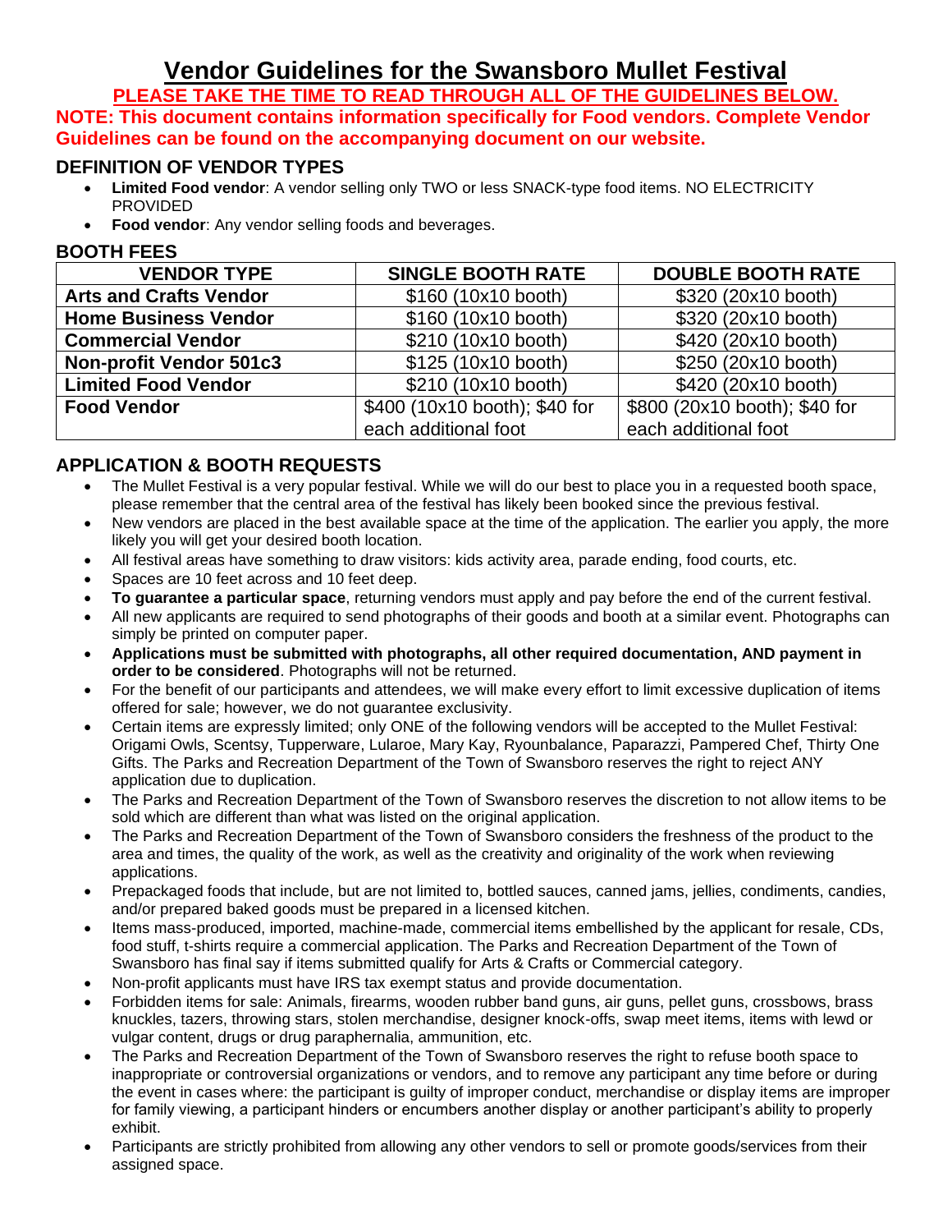# Vendor Guidelines for the Swansboro Mullet Festival

**PLEASE TAKE THE TIME TO READ THROUGH ALL OF THE GUIDELINES BELOW.**

**NOTE: This document contains information specifically for Food vendors. Complete Vendor Guidelines can be found on the accompanying document on our website.**

## DEFINITION OF VENDOR TYPES

- **Limited Food vendor**: A vendor selling only TWO or less SNACK-type food items. NO ELECTRICITY PROVIDED
- **Food vendor**: Any vendor selling foods and beverages.

## BOOTH FEES

| VENDOR TYPE | SINGLE BOOTH RATE | DOUBLE BOOTH RATE |
|---|---|---|
| **Arts and Crafts Vendor** | $160 (10x10 booth) | $320 (20x10 booth) |
| **Home Business Vendor** | $160 (10x10 booth) | $320 (20x10 booth) |
| **Commercial Vendor** | $210 (10x10 booth) | $420 (20x10 booth) |
| **Non-profit Vendor 501c3** | $125 (10x10 booth) | $250 (20x10 booth) |
| **Limited Food Vendor** | $210 (10x10 booth) | $420 (20x10 booth) |
| **Food Vendor** | $400 (10x10 booth); $40 for each additional foot | $800 (20x10 booth); $40 for each additional foot |

## APPLICATION & BOOTH REQUESTS

- The Mullet Festival is a very popular festival. While we will do our best to place you in a requested booth space, please remember that the central area of the festival has likely been booked since the previous festival.
- New vendors are placed in the best available space at the time of the application. The earlier you apply, the more likely you will get your desired booth location.
- All festival areas have something to draw visitors: kids activity area, parade ending, food courts, etc.
- Spaces are 10 feet across and 10 feet deep.
- **To guarantee a particular space**, returning vendors must apply and pay before the end of the current festival.
- All new applicants are required to send photographs of their goods and booth at a similar event. Photographs can simply be printed on computer paper.
- **Applications must be submitted with photographs, all other required documentation, AND payment in order to be considered**. Photographs will not be returned.
- For the benefit of our participants and attendees, we will make every effort to limit excessive duplication of items offered for sale; however, we do not guarantee exclusivity.
- Certain items are expressly limited; only ONE of the following vendors will be accepted to the Mullet Festival: Origami Owls, Scentsy, Tupperware, Lularoe, Mary Kay, Ryounbalance, Paparazzi, Pampered Chef, Thirty One Gifts. The Parks and Recreation Department of the Town of Swansboro reserves the right to reject ANY application due to duplication.
- The Parks and Recreation Department of the Town of Swansboro reserves the discretion to not allow items to be sold which are different than what was listed on the original application.
- The Parks and Recreation Department of the Town of Swansboro considers the freshness of the product to the area and times, the quality of the work, as well as the creativity and originality of the work when reviewing applications.
- Prepackaged foods that include, but are not limited to, bottled sauces, canned jams, jellies, condiments, candies, and/or prepared baked goods must be prepared in a licensed kitchen.
- Items mass-produced, imported, machine-made, commercial items embellished by the applicant for resale, CDs, food stuff, t-shirts require a commercial application. The Parks and Recreation Department of the Town of Swansboro has final say if items submitted qualify for Arts & Crafts or Commercial category.
- Non-profit applicants must have IRS tax exempt status and provide documentation.
- Forbidden items for sale: Animals, firearms, wooden rubber band guns, air guns, pellet guns, crossbows, brass knuckles, tazers, throwing stars, stolen merchandise, designer knock-offs, swap meet items, items with lewd or vulgar content, drugs or drug paraphernalia, ammunition, etc.
- The Parks and Recreation Department of the Town of Swansboro reserves the right to refuse booth space to inappropriate or controversial organizations or vendors, and to remove any participant any time before or during the event in cases where: the participant is guilty of improper conduct, merchandise or display items are improper for family viewing, a participant hinders or encumbers another display or another participant's ability to properly exhibit.
- Participants are strictly prohibited from allowing any other vendors to sell or promote goods/services from their assigned space.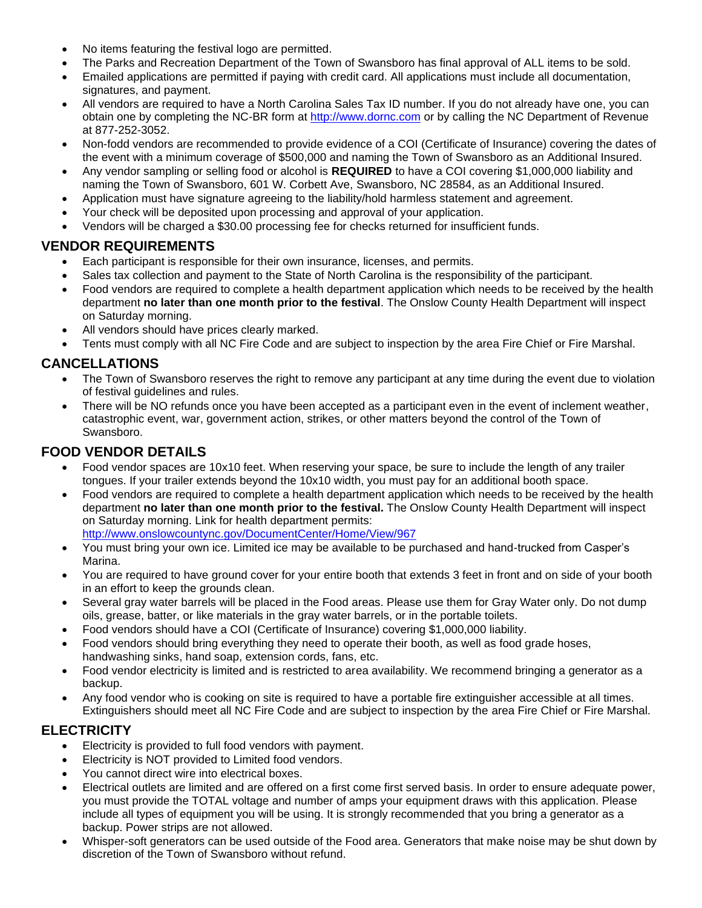- No items featuring the festival logo are permitted.
- The Parks and Recreation Department of the Town of Swansboro has final approval of ALL items to be sold.
- Emailed applications are permitted if paying with credit card. All applications must include all documentation, signatures, and payment.
- All vendors are required to have a North Carolina Sales Tax ID number. If you do not already have one, you can obtain one by completing the NC-BR form at http://www.dornc.com or by calling the NC Department of Revenue at 877-252-3052.
- Non-fodd vendors are recommended to provide evidence of a COI (Certificate of Insurance) covering the dates of the event with a minimum coverage of $500,000 and naming the Town of Swansboro as an Additional Insured.
- Any vendor sampling or selling food or alcohol is **REQUIRED** to have a COI covering $1,000,000 liability and naming the Town of Swansboro, 601 W. Corbett Ave, Swansboro, NC 28584, as an Additional Insured.
- Application must have signature agreeing to the liability/hold harmless statement and agreement.
- Your check will be deposited upon processing and approval of your application.
- Vendors will be charged a $30.00 processing fee for checks returned for insufficient funds.

## VENDOR REQUIREMENTS

- Each participant is responsible for their own insurance, licenses, and permits.
- Sales tax collection and payment to the State of North Carolina is the responsibility of the participant.
- Food vendors are required to complete a health department application which needs to be received by the health department **no later than one month prior to the festival**. The Onslow County Health Department will inspect on Saturday morning.
- All vendors should have prices clearly marked.
- Tents must comply with all NC Fire Code and are subject to inspection by the area Fire Chief or Fire Marshal.

## CANCELLATIONS

- The Town of Swansboro reserves the right to remove any participant at any time during the event due to violation of festival guidelines and rules.
- There will be NO refunds once you have been accepted as a participant even in the event of inclement weather, catastrophic event, war, government action, strikes, or other matters beyond the control of the Town of Swansboro.

## FOOD VENDOR DETAILS

- Food vendor spaces are 10x10 feet. When reserving your space, be sure to include the length of any trailer tongues. If your trailer extends beyond the 10x10 width, you must pay for an additional booth space.
- Food vendors are required to complete a health department application which needs to be received by the health department **no later than one month prior to the festival.** The Onslow County Health Department will inspect on Saturday morning. Link for health department permits: http://www.onslowcountync.gov/DocumentCenter/Home/View/967
- You must bring your own ice. Limited ice may be available to be purchased and hand-trucked from Casper's Marina.
- You are required to have ground cover for your entire booth that extends 3 feet in front and on side of your booth in an effort to keep the grounds clean.
- Several gray water barrels will be placed in the Food areas. Please use them for Gray Water only. Do not dump oils, grease, batter, or like materials in the gray water barrels, or in the portable toilets.
- Food vendors should have a COI (Certificate of Insurance) covering $1,000,000 liability.
- Food vendors should bring everything they need to operate their booth, as well as food grade hoses, handwashing sinks, hand soap, extension cords, fans, etc.
- Food vendor electricity is limited and is restricted to area availability. We recommend bringing a generator as a backup.
- Any food vendor who is cooking on site is required to have a portable fire extinguisher accessible at all times. Extinguishers should meet all NC Fire Code and are subject to inspection by the area Fire Chief or Fire Marshal.

## ELECTRICITY

- Electricity is provided to full food vendors with payment.
- Electricity is NOT provided to Limited food vendors.
- You cannot direct wire into electrical boxes.
- Electrical outlets are limited and are offered on a first come first served basis. In order to ensure adequate power, you must provide the TOTAL voltage and number of amps your equipment draws with this application. Please include all types of equipment you will be using. It is strongly recommended that you bring a generator as a backup. Power strips are not allowed.
- Whisper-soft generators can be used outside of the Food area. Generators that make noise may be shut down by discretion of the Town of Swansboro without refund.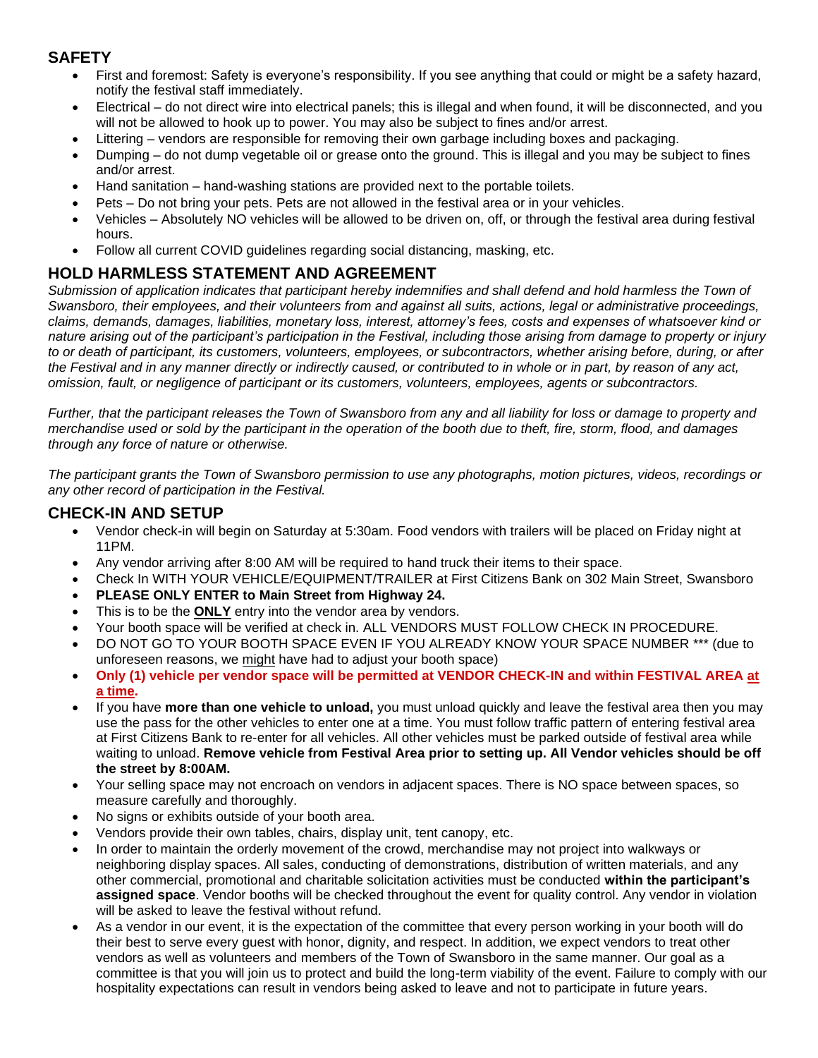## SAFETY

- First and foremost: Safety is everyone's responsibility. If you see anything that could or might be a safety hazard, notify the festival staff immediately.
- Electrical – do not direct wire into electrical panels; this is illegal and when found, it will be disconnected, and you will not be allowed to hook up to power. You may also be subject to fines and/or arrest.
- Littering – vendors are responsible for removing their own garbage including boxes and packaging.
- Dumping – do not dump vegetable oil or grease onto the ground. This is illegal and you may be subject to fines and/or arrest.
- Hand sanitation – hand-washing stations are provided next to the portable toilets.
- Pets – Do not bring your pets. Pets are not allowed in the festival area or in your vehicles.
- Vehicles – Absolutely NO vehicles will be allowed to be driven on, off, or through the festival area during festival hours.
- Follow all current COVID guidelines regarding social distancing, masking, etc.

## HOLD HARMLESS STATEMENT AND AGREEMENT

*Submission of application indicates that participant hereby indemnifies and shall defend and hold harmless the Town of Swansboro, their employees, and their volunteers from and against all suits, actions, legal or administrative proceedings, claims, demands, damages, liabilities, monetary loss, interest, attorney's fees, costs and expenses of whatsoever kind or nature arising out of the participant's participation in the Festival, including those arising from damage to property or injury to or death of participant, its customers, volunteers, employees, or subcontractors, whether arising before, during, or after the Festival and in any manner directly or indirectly caused, or contributed to in whole or in part, by reason of any act, omission, fault, or negligence of participant or its customers, volunteers, employees, agents or subcontractors.*

*Further, that the participant releases the Town of Swansboro from any and all liability for loss or damage to property and merchandise used or sold by the participant in the operation of the booth due to theft, fire, storm, flood, and damages through any force of nature or otherwise.*

*The participant grants the Town of Swansboro permission to use any photographs, motion pictures, videos, recordings or any other record of participation in the Festival.*

## CHECK-IN AND SETUP

- Vendor check-in will begin on Saturday at 5:30am. Food vendors with trailers will be placed on Friday night at 11PM.
- Any vendor arriving after 8:00 AM will be required to hand truck their items to their space.
- Check In WITH YOUR VEHICLE/EQUIPMENT/TRAILER at First Citizens Bank on 302 Main Street, Swansboro
- **PLEASE ONLY ENTER to Main Street from Highway 24.**
- This is to be the **ONLY** entry into the vendor area by vendors.
- Your booth space will be verified at check in. ALL VENDORS MUST FOLLOW CHECK IN PROCEDURE.
- DO NOT GO TO YOUR BOOTH SPACE EVEN IF YOU ALREADY KNOW YOUR SPACE NUMBER *** (due to unforeseen reasons, we might have had to adjust your booth space)
- **Only (1) vehicle per vendor space will be permitted at VENDOR CHECK-IN and within FESTIVAL AREA at a time.**
- If you have **more than one vehicle to unload,** you must unload quickly and leave the festival area then you may use the pass for the other vehicles to enter one at a time. You must follow traffic pattern of entering festival area at First Citizens Bank to re-enter for all vehicles. All other vehicles must be parked outside of festival area while waiting to unload. **Remove vehicle from Festival Area prior to setting up. All Vendor vehicles should be off the street by 8:00AM.**
- Your selling space may not encroach on vendors in adjacent spaces. There is NO space between spaces, so measure carefully and thoroughly.
- No signs or exhibits outside of your booth area.
- Vendors provide their own tables, chairs, display unit, tent canopy, etc.
- In order to maintain the orderly movement of the crowd, merchandise may not project into walkways or neighboring display spaces. All sales, conducting of demonstrations, distribution of written materials, and any other commercial, promotional and charitable solicitation activities must be conducted **within the participant's assigned space**. Vendor booths will be checked throughout the event for quality control. Any vendor in violation will be asked to leave the festival without refund.
- As a vendor in our event, it is the expectation of the committee that every person working in your booth will do their best to serve every guest with honor, dignity, and respect. In addition, we expect vendors to treat other vendors as well as volunteers and members of the Town of Swansboro in the same manner. Our goal as a committee is that you will join us to protect and build the long-term viability of the event. Failure to comply with our hospitality expectations can result in vendors being asked to leave and not to participate in future years.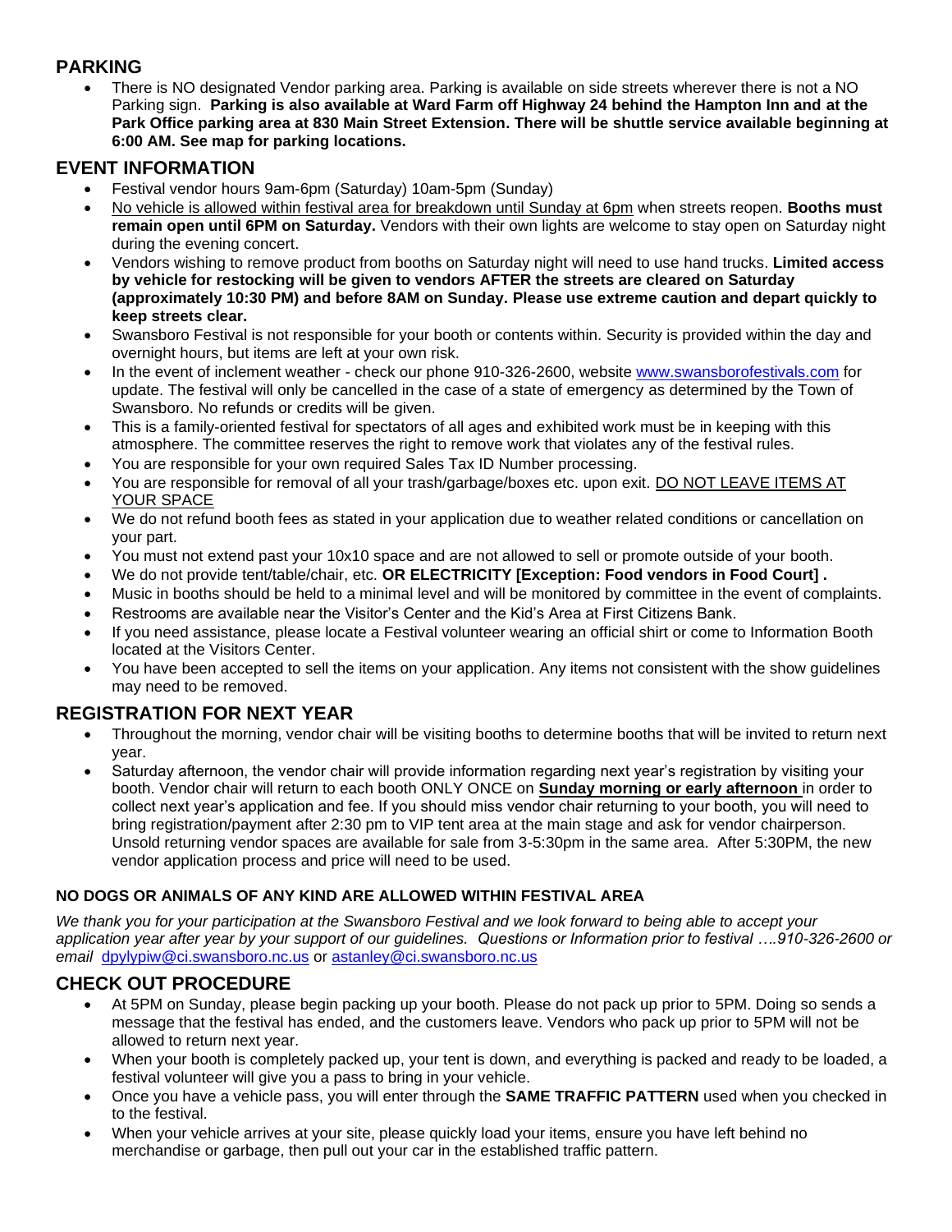## PARKING

- There is NO designated Vendor parking area. Parking is available on side streets wherever there is not a NO Parking sign. **Parking is also available at Ward Farm off Highway 24 behind the Hampton Inn and at the Park Office parking area at 830 Main Street Extension. There will be shuttle service available beginning at 6:00 AM. See map for parking locations.**

## EVENT INFORMATION

- Festival vendor hours 9am-6pm (Saturday) 10am-5pm (Sunday)
- No vehicle is allowed within festival area for breakdown until Sunday at 6pm when streets reopen. **Booths must remain open until 6PM on Saturday.** Vendors with their own lights are welcome to stay open on Saturday night during the evening concert.
- Vendors wishing to remove product from booths on Saturday night will need to use hand trucks. **Limited access by vehicle for restocking will be given to vendors AFTER the streets are cleared on Saturday (approximately 10:30 PM) and before 8AM on Sunday. Please use extreme caution and depart quickly to keep streets clear.**
- Swansboro Festival is not responsible for your booth or contents within. Security is provided within the day and overnight hours, but items are left at your own risk.
- In the event of inclement weather - check our phone 910-326-2600, website www.swansborofestivals.com for update. The festival will only be cancelled in the case of a state of emergency as determined by the Town of Swansboro. No refunds or credits will be given.
- This is a family-oriented festival for spectators of all ages and exhibited work must be in keeping with this atmosphere. The committee reserves the right to remove work that violates any of the festival rules.
- You are responsible for your own required Sales Tax ID Number processing.
- You are responsible for removal of all your trash/garbage/boxes etc. upon exit. DO NOT LEAVE ITEMS AT YOUR SPACE
- We do not refund booth fees as stated in your application due to weather related conditions or cancellation on your part.
- You must not extend past your 10x10 space and are not allowed to sell or promote outside of your booth.
- We do not provide tent/table/chair, etc. **OR ELECTRICITY [Exception: Food vendors in Food Court] .**
- Music in booths should be held to a minimal level and will be monitored by committee in the event of complaints.
- Restrooms are available near the Visitor's Center and the Kid's Area at First Citizens Bank.
- If you need assistance, please locate a Festival volunteer wearing an official shirt or come to Information Booth located at the Visitors Center.
- You have been accepted to sell the items on your application. Any items not consistent with the show guidelines may need to be removed.

## REGISTRATION FOR NEXT YEAR

- Throughout the morning, vendor chair will be visiting booths to determine booths that will be invited to return next year.
- Saturday afternoon, the vendor chair will provide information regarding next year's registration by visiting your booth. Vendor chair will return to each booth ONLY ONCE on **Sunday morning or early afternoon** in order to collect next year's application and fee. If you should miss vendor chair returning to your booth, you will need to bring registration/payment after 2:30 pm to VIP tent area at the main stage and ask for vendor chairperson. Unsold returning vendor spaces are available for sale from 3-5:30pm in the same area. After 5:30PM, the new vendor application process and price will need to be used.

**NO DOGS OR ANIMALS OF ANY KIND ARE ALLOWED WITHIN FESTIVAL AREA**

*We thank you for your participation at the Swansboro Festival and we look forward to being able to accept your application year after year by your support of our guidelines. Questions or Information prior to festival ….910-326-2600 or email* dpylypiw@ci.swansboro.nc.us or astanley@ci.swansboro.nc.us

## CHECK OUT PROCEDURE

- At 5PM on Sunday, please begin packing up your booth. Please do not pack up prior to 5PM. Doing so sends a message that the festival has ended, and the customers leave. Vendors who pack up prior to 5PM will not be allowed to return next year.
- When your booth is completely packed up, your tent is down, and everything is packed and ready to be loaded, a festival volunteer will give you a pass to bring in your vehicle.
- Once you have a vehicle pass, you will enter through the **SAME TRAFFIC PATTERN** used when you checked in to the festival.
- When your vehicle arrives at your site, please quickly load your items, ensure you have left behind no merchandise or garbage, then pull out your car in the established traffic pattern.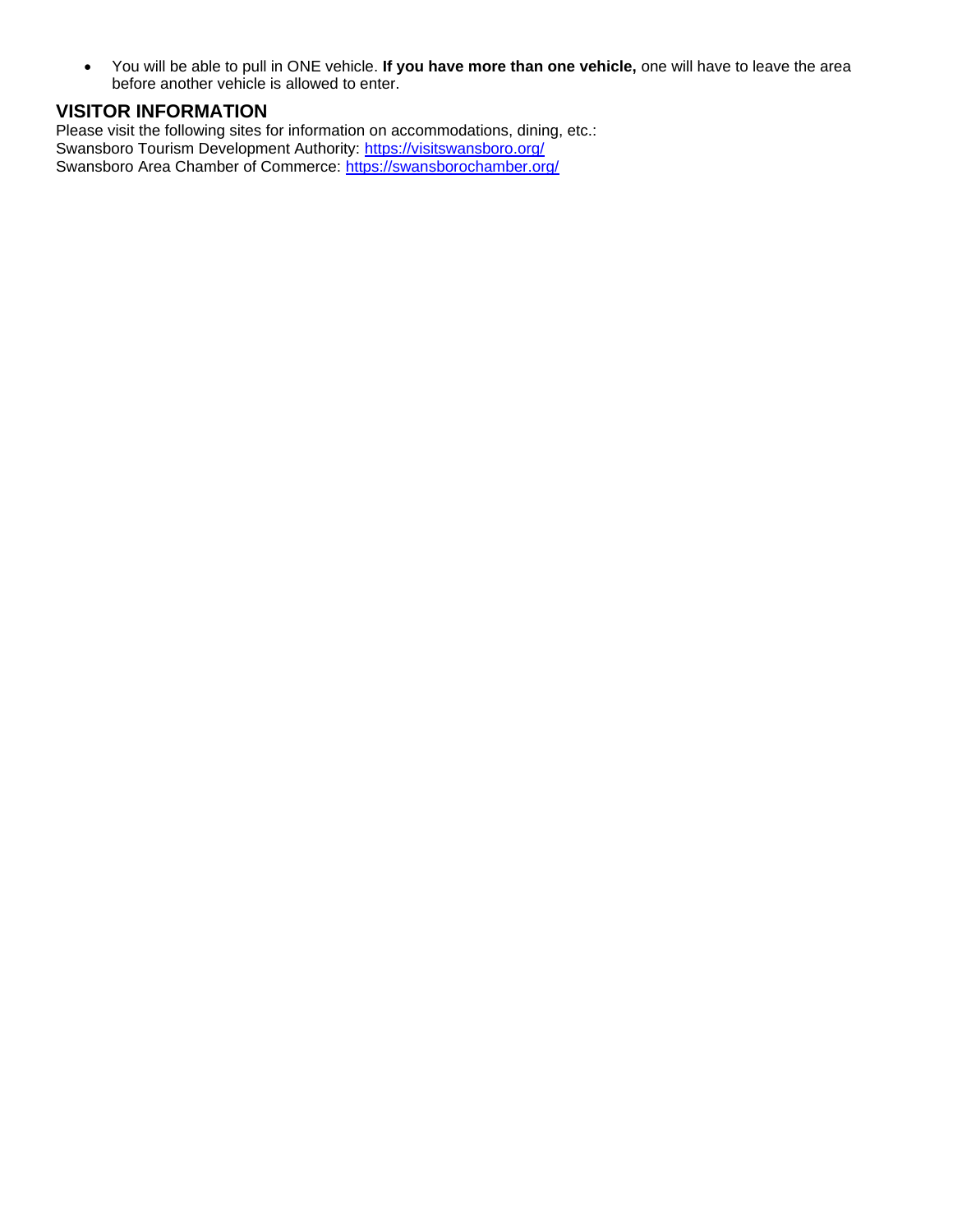- You will be able to pull in ONE vehicle. **If you have more than one vehicle,** one will have to leave the area before another vehicle is allowed to enter.

## VISITOR INFORMATION

Please visit the following sites for information on accommodations, dining, etc.:
Swansboro Tourism Development Authority: [https://visitswansboro.org/](https://visitswansboro.org/)
Swansboro Area Chamber of Commerce: [https://swansborochamber.org/](https://swansborochamber.org/)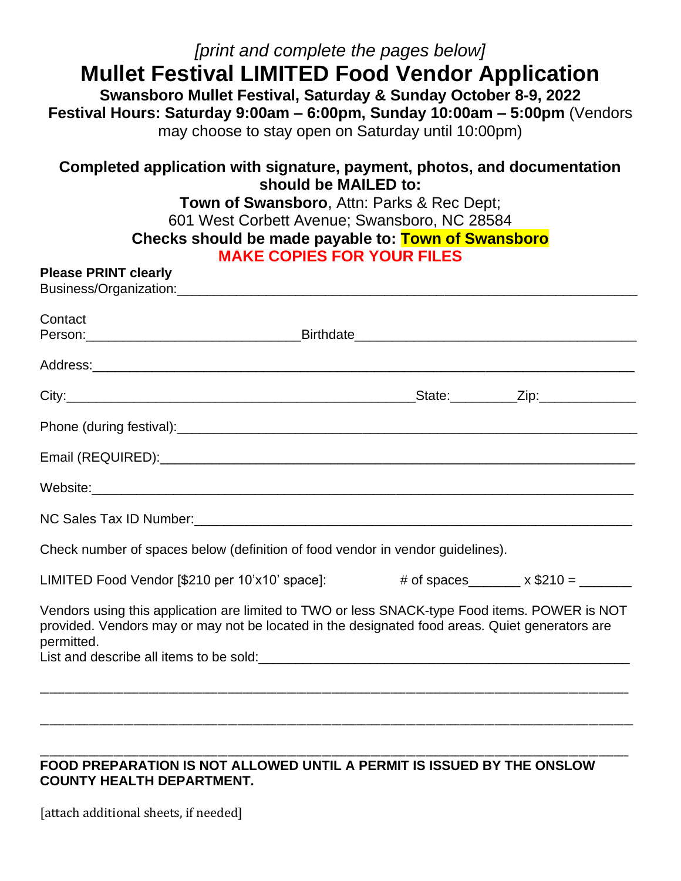*[print and complete the pages below]*

# Mullet Festival LIMITED Food Vendor Application

**Swansboro Mullet Festival, Saturday & Sunday October 8-9, 2022**

**Festival Hours: Saturday 9:00am – 6:00pm, Sunday 10:00am – 5:00pm** (Vendors may choose to stay open on Saturday until 10:00pm)

**Completed application with signature, payment, photos, and documentation should be MAILED to:**

**Town of Swansboro**, Attn: Parks & Rec Dept;
601 West Corbett Avenue; Swansboro, NC 28584

**Checks should be made payable to: Town of Swansboro**

**MAKE COPIES FOR YOUR FILES**

**Please PRINT clearly**

Business/Organization:______________________________________________________________

Contact Person:____________________________ Birthdate_______________________________________

Address:______________________________________________________________________________

City:_____________________________________________ State:_________ Zip:_____________

Phone (during festival):______________________________________________________________

Email (REQUIRED):___________________________________________________________________

Website:______________________________________________________________________________

NC Sales Tax ID Number:______________________________________________________________

Check number of spaces below (definition of food vendor in vendor guidelines).

LIMITED Food Vendor [$210 per 10'x10' space]: # of spaces_______ x $210 = _______

Vendors using this application are limited to TWO or less SNACK-type Food items. POWER is NOT provided. Vendors may or may not be located in the designated food areas. Quiet generators are permitted.

List and describe all items to be sold:__________________________________________________

______________________________________________________________________________________

______________________________________________________________________________________

______________________________________________________________________________________

**FOOD PREPARATION IS NOT ALLOWED UNTIL A PERMIT IS ISSUED BY THE ONSLOW COUNTY HEALTH DEPARTMENT.**

[attach additional sheets, if needed]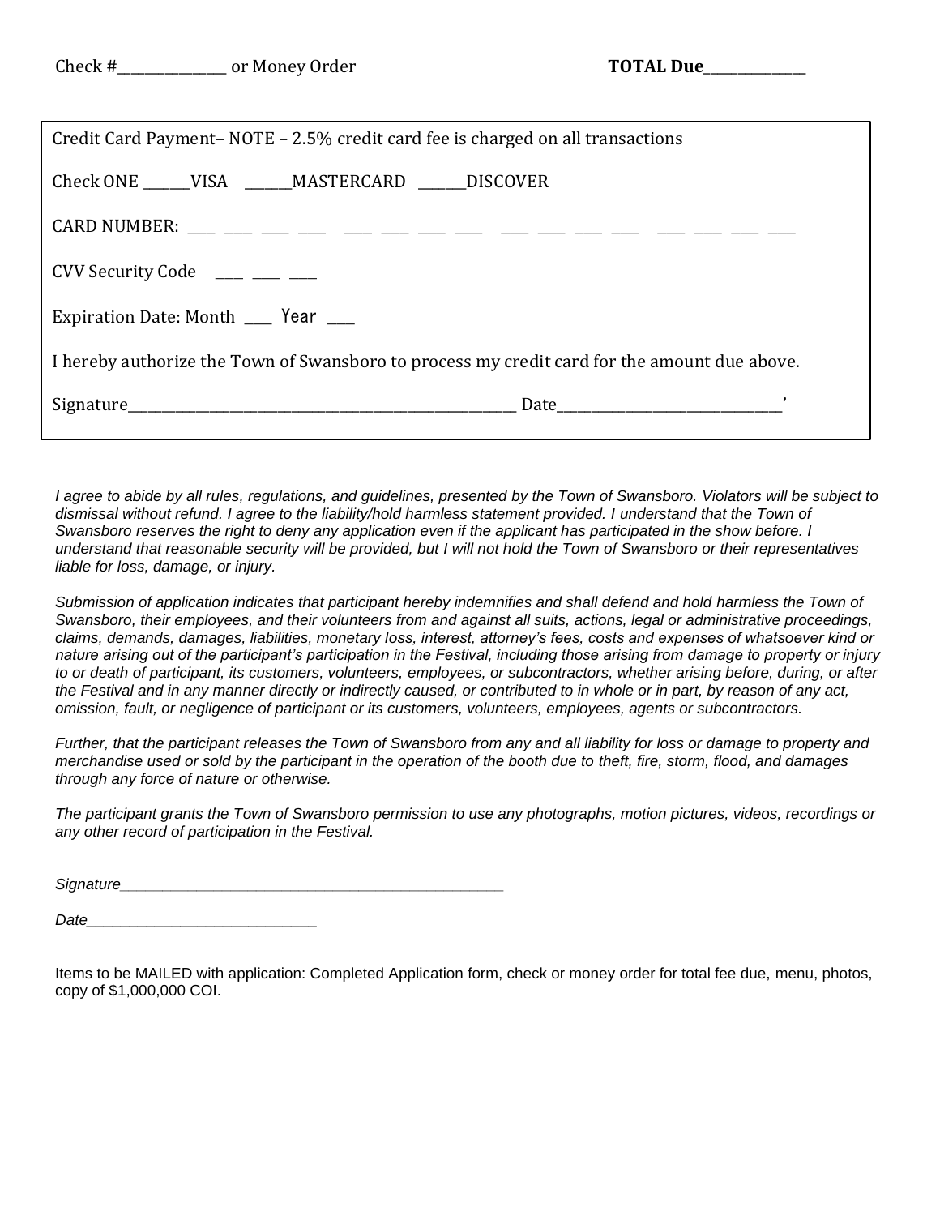Check #_______________ or Money Order **TOTAL Due**______________

Credit Card Payment– NOTE – 2.5% credit card fee is charged on all transactions

Check ONE ______VISA ______MASTERCARD ______DISCOVER

CARD NUMBER: ___ ___ ___ ___ ___ ___ ___ ___ ___ ___ ___ ___ ___ ___ ___ ___

CVV Security Code ___ ___ ___

Expiration Date: Month ___ Year ___

I hereby authorize the Town of Swansboro to process my credit card for the amount due above.

Signature_____________________________________________ Date___________________________'

*I agree to abide by all rules, regulations, and guidelines, presented by the Town of Swansboro. Violators will be subject to dismissal without refund. I agree to the liability/hold harmless statement provided. I understand that the Town of Swansboro reserves the right to deny any application even if the applicant has participated in the show before. I understand that reasonable security will be provided, but I will not hold the Town of Swansboro or their representatives liable for loss, damage, or injury.*

*Submission of application indicates that participant hereby indemnifies and shall defend and hold harmless the Town of Swansboro, their employees, and their volunteers from and against all suits, actions, legal or administrative proceedings, claims, demands, damages, liabilities, monetary loss, interest, attorney's fees, costs and expenses of whatsoever kind or nature arising out of the participant's participation in the Festival, including those arising from damage to property or injury to or death of participant, its customers, volunteers, employees, or subcontractors, whether arising before, during, or after the Festival and in any manner directly or indirectly caused, or contributed to in whole or in part, by reason of any act, omission, fault, or negligence of participant or its customers, volunteers, employees, agents or subcontractors.*

*Further, that the participant releases the Town of Swansboro from any and all liability for loss or damage to property and merchandise used or sold by the participant in the operation of the booth due to theft, fire, storm, flood, and damages through any force of nature or otherwise.*

*The participant grants the Town of Swansboro permission to use any photographs, motion pictures, videos, recordings or any other record of participation in the Festival.*

*Signature_______________________________________________*

*Date____________________________*

Items to be MAILED with application: Completed Application form, check or money order for total fee due, menu, photos, copy of $1,000,000 COI.